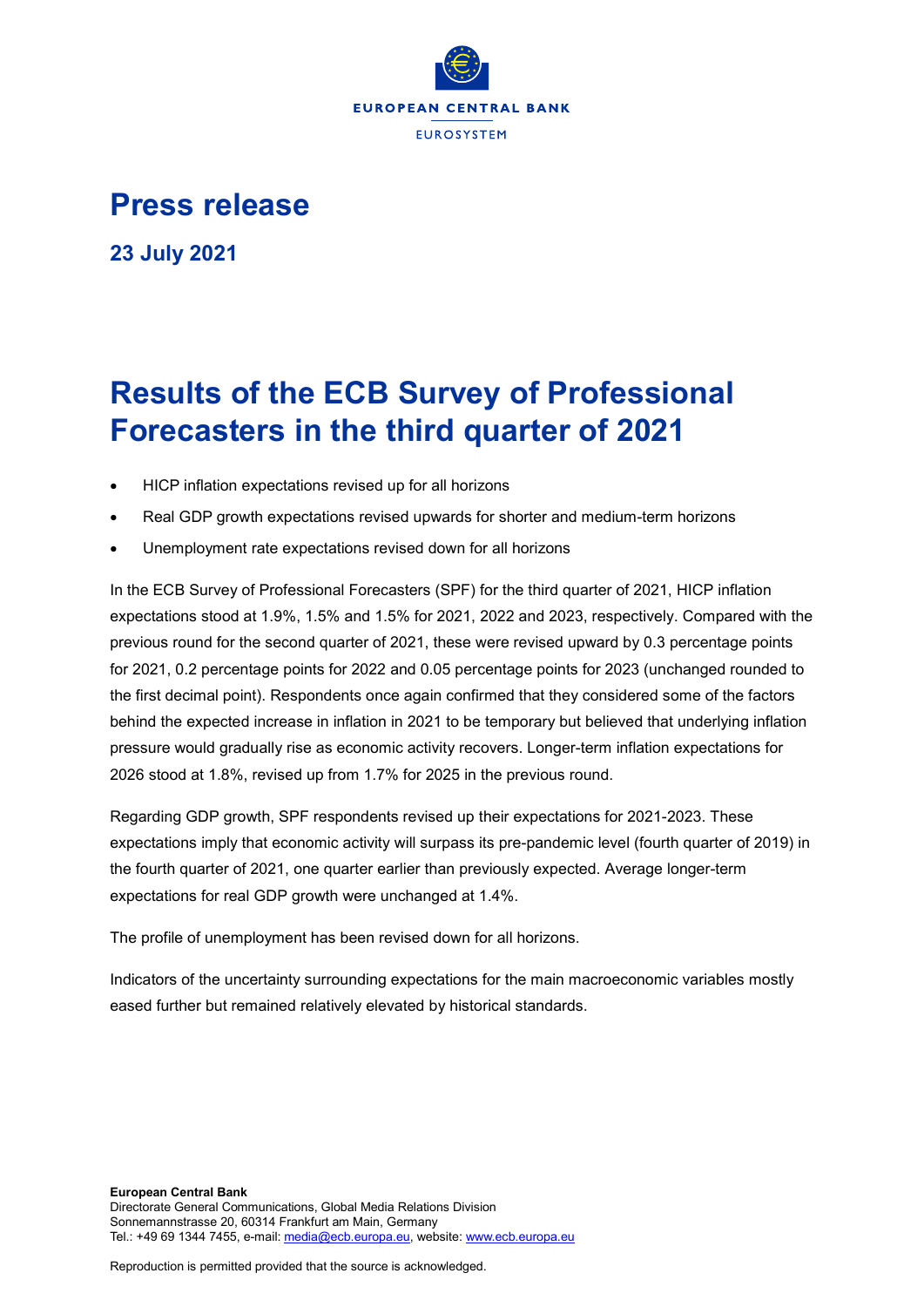# Press release

## 23 July 2021

# Results of the ECB Survey of Professional Forecasters in the third quarter of 2021

- HICP inflation expectations revised up for all horizons
- Real GDP growth expectations revised upwards for shorter and medium-term horizons
- Unemployment rate expectations revised down for all horizons

In the ECB Survey of Professional Forecasters (SPF) for the third quarter of 2021, HICP inflation expectations stood at 1.9%, 1.5% and 1.5% for 2021, 2022 and 2023, respectively. Compared with the previous round for the second quarter of 2021, these were revised upward by 0.3 percentage points for 2021, 0.2 percentage points for 2022 and 0.05 percentage points for 2023 (unchanged rounded to the first decimal point). Respondents once again confirmed that they considered some of the factors behind the expected increase in inflation in 2021 to be temporary but believed that underlying inflation pressure would gradually rise as economic activity recovers. Longer-term inflation expectations for 2026 stood at 1.8%, revised up from 1.7% for 2025 in the previous round.

Regarding GDP growth, SPF respondents revised up their expectations for 2021-2023. These expectations imply that economic activity will surpass its pre-pandemic level (fourth quarter of 2019) in the fourth quarter of 2021, one quarter earlier than previously expected. Average longer-term expectations for real GDP growth were unchanged at 1.4%.

The profile of unemployment has been revised down for all horizons.

Indicators of the uncertainty surrounding expectations for the main macroeconomic variables mostly eased further but remained relatively elevated by historical standards.

**European Central Bank**
Directorate General Communications, Global Media Relations Division
Sonnemannstrasse 20, 60314 Frankfurt am Main, Germany
Tel.: +49 69 1344 7455, e-mail: media@ecb.europa.eu, website: www.ecb.europa.eu

Reproduction is permitted provided that the source is acknowledged.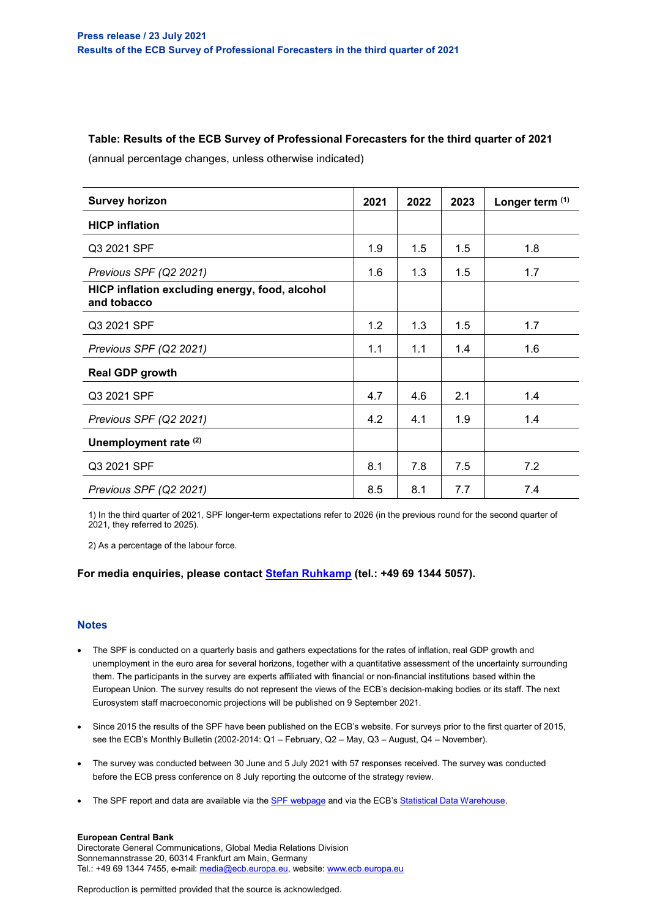**Table: Results of the ECB Survey of Professional Forecasters for the third quarter of 2021**

(annual percentage changes, unless otherwise indicated)

| Survey horizon | 2021 | 2022 | 2023 | Longer term [1] |
|---|---|---|---|---|
| **HICP inflation** | | | | |
| Q3 2021 SPF | 1.9 | 1.5 | 1.5 | 1.8 |
| *Previous SPF (Q2 2021)* | 1.6 | 1.3 | 1.5 | 1.7 |
| **HICP inflation excluding energy, food, alcohol and tobacco** | | | | |
| Q3 2021 SPF | 1.2 | 1.3 | 1.5 | 1.7 |
| *Previous SPF (Q2 2021)* | 1.1 | 1.1 | 1.4 | 1.6 |
| **Real GDP growth** | | | | |
| Q3 2021 SPF | 4.7 | 4.6 | 2.1 | 1.4 |
| *Previous SPF (Q2 2021)* | 4.2 | 4.1 | 1.9 | 1.4 |
| **Unemployment rate [2]** | | | | |
| Q3 2021 SPF | 8.1 | 7.8 | 7.5 | 7.2 |
| *Previous SPF (Q2 2021)* | 8.5 | 8.1 | 7.7 | 7.4 |

1) In the third quarter of 2021, SPF longer-term expectations refer to 2026 (in the previous round for the second quarter of 2021, they referred to 2025).

2) As a percentage of the labour force.

**For media enquiries, please contact Stefan Ruhkamp (tel.: +49 69 1344 5057).**

## Notes

- The SPF is conducted on a quarterly basis and gathers expectations for the rates of inflation, real GDP growth and unemployment in the euro area for several horizons, together with a quantitative assessment of the uncertainty surrounding them. The participants in the survey are experts affiliated with financial or non-financial institutions based within the European Union. The survey results do not represent the views of the ECB's decision-making bodies or its staff. The next Eurosystem staff macroeconomic projections will be published on 9 September 2021.
- Since 2015 the results of the SPF have been published on the ECB's website. For surveys prior to the first quarter of 2015, see the ECB's Monthly Bulletin (2002-2014: Q1 – February, Q2 – May, Q3 – August, Q4 – November).
- The survey was conducted between 30 June and 5 July 2021 with 57 responses received. The survey was conducted before the ECB press conference on 8 July reporting the outcome of the strategy review.
- The SPF report and data are available via the SPF webpage and via the ECB's Statistical Data Warehouse.

**European Central Bank**
Directorate General Communications, Global Media Relations Division
Sonnemannstrasse 20, 60314 Frankfurt am Main, Germany
Tel.: +49 69 1344 7455, e-mail: media@ecb.europa.eu, website: www.ecb.europa.eu

Reproduction is permitted provided that the source is acknowledged.